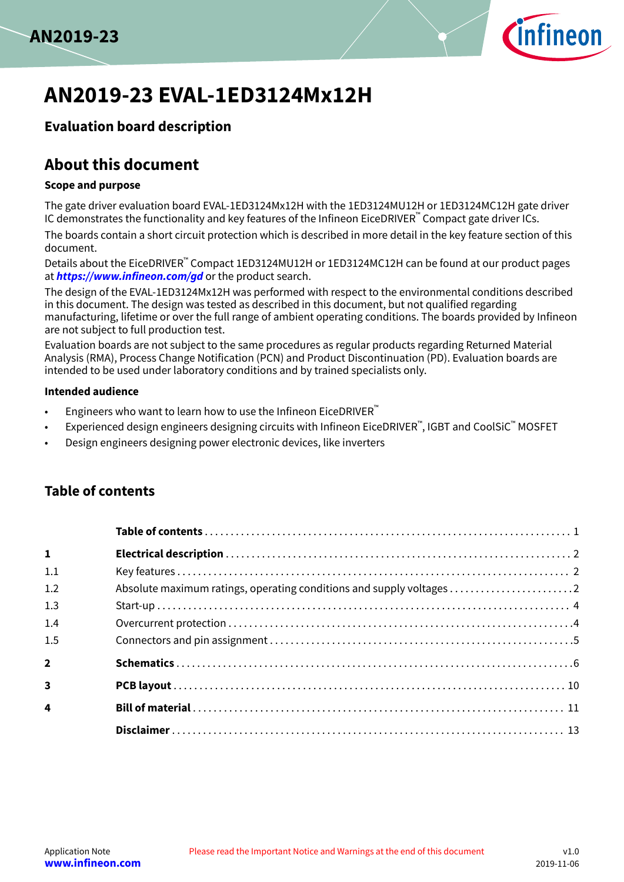# AN2019-23 EVAL-1ED3124Mx12H

## Evaluation board description

## About this document

### Scope and purpose

The gate driver evaluation board EVAL-1ED3124Mx12H with the 1ED3124MU12H or 1ED3124MC12H gate driver IC demonstrates the functionality and key features of the Infineon EiceDRIVER™ Compact gate driver ICs.

The boards contain a short circuit protection which is described in more detail in the key feature section of this document.

Details about the EiceDRIVER™ Compact 1ED3124MU12H or 1ED3124MC12H can be found at our product pages at ***https://www.infineon.com/gd*** or the product search.

The design of the EVAL-1ED3124Mx12H was performed with respect to the environmental conditions described in this document. The design was tested as described in this document, but not qualified regarding manufacturing, lifetime or over the full range of ambient operating conditions. The boards provided by Infineon are not subject to full production test.

Evaluation boards are not subject to the same procedures as regular products regarding Returned Material Analysis (RMA), Process Change Notification (PCN) and Product Discontinuation (PD). Evaluation boards are intended to be used under laboratory conditions and by trained specialists only.

### Intended audience

- Engineers who want to learn how to use the Infineon EiceDRIVER™
- Experienced design engineers designing circuits with Infineon EiceDRIVER™, IGBT and CoolSiC™ MOSFET
- Design engineers designing power electronic devices, like inverters

## Table of contents

| | | |
|---|---|---|
| | **Table of contents** | 1 |
| **1** | **Electrical description** | 2 |
| 1.1 | Key features | 2 |
| 1.2 | Absolute maximum ratings, operating conditions and supply voltages | 2 |
| 1.3 | Start-up | 4 |
| 1.4 | Overcurrent protection | 4 |
| 1.5 | Connectors and pin assignment | 5 |
| **2** | **Schematics** | 6 |
| **3** | **PCB layout** | 10 |
| **4** | **Bill of material** | 11 |
| | **Disclaimer** | 13 |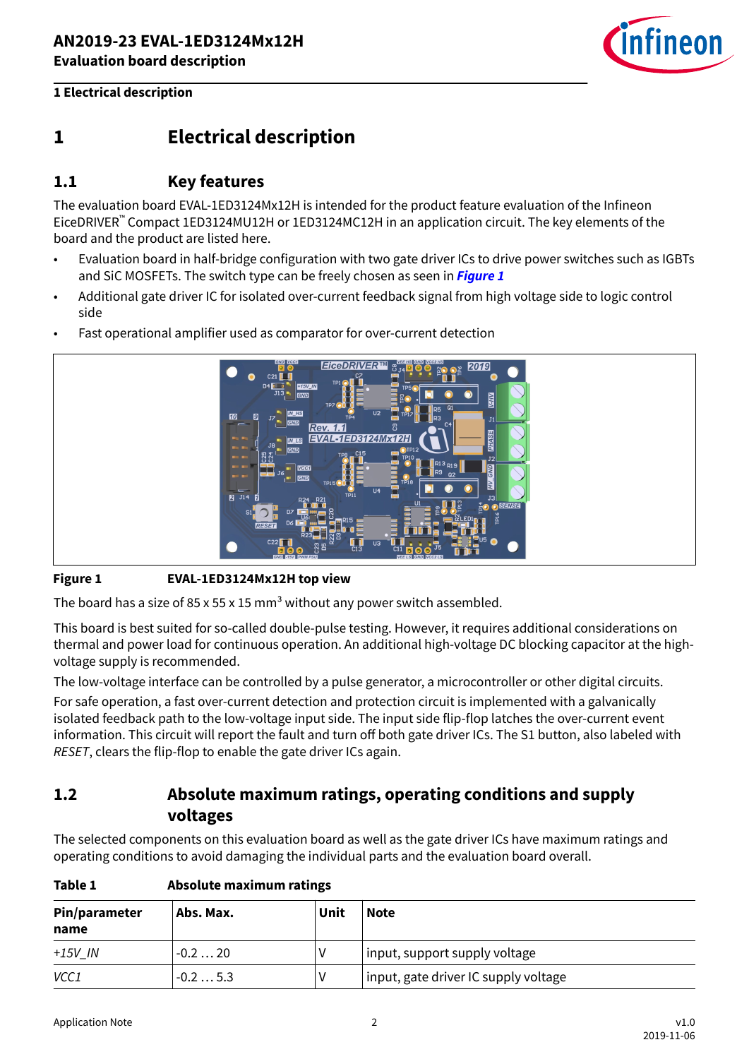# 1 Electrical description

## 1.1 Key features

The evaluation board EVAL-1ED3124Mx12H is intended for the product feature evaluation of the Infineon EiceDRIVER™ Compact 1ED3124MU12H or 1ED3124MC12H in an application circuit. The key elements of the board and the product are listed here.

- Evaluation board in half-bridge configuration with two gate driver ICs to drive power switches such as IGBTs and SiC MOSFETs. The switch type can be freely chosen as seen in ***Figure 1***
- Additional gate driver IC for isolated over-current feedback signal from high voltage side to logic control side
- Fast operational amplifier used as comparator for over-current detection

**Figure 1** **EVAL-1ED3124Mx12H top view**

The board has a size of 85 x 55 x 15 mm$^3$ without any power switch assembled.

This board is best suited for so-called double-pulse testing. However, it requires additional considerations on thermal and power load for continuous operation. An additional high-voltage DC blocking capacitor at the high-voltage supply is recommended.

The low-voltage interface can be controlled by a pulse generator, a microcontroller or other digital circuits.

For safe operation, a fast over-current detection and protection circuit is implemented with a galvanically isolated feedback path to the low-voltage input side. The input side flip-flop latches the over-current event information. This circuit will report the fault and turn off both gate driver ICs. The S1 button, also labeled with *RESET*, clears the flip-flop to enable the gate driver ICs again.

## 1.2 Absolute maximum ratings, operating conditions and supply voltages

The selected components on this evaluation board as well as the gate driver ICs have maximum ratings and operating conditions to avoid damaging the individual parts and the evaluation board overall.

**Table 1** **Absolute maximum ratings**

| Pin/parameter name | Abs. Max. | Unit | Note |
|---|---|---|---|
| *+15V_IN* | -0.2 … 20 | V | input, support supply voltage |
| *VCC1* | -0.2 … 5.3 | V | input, gate driver IC supply voltage |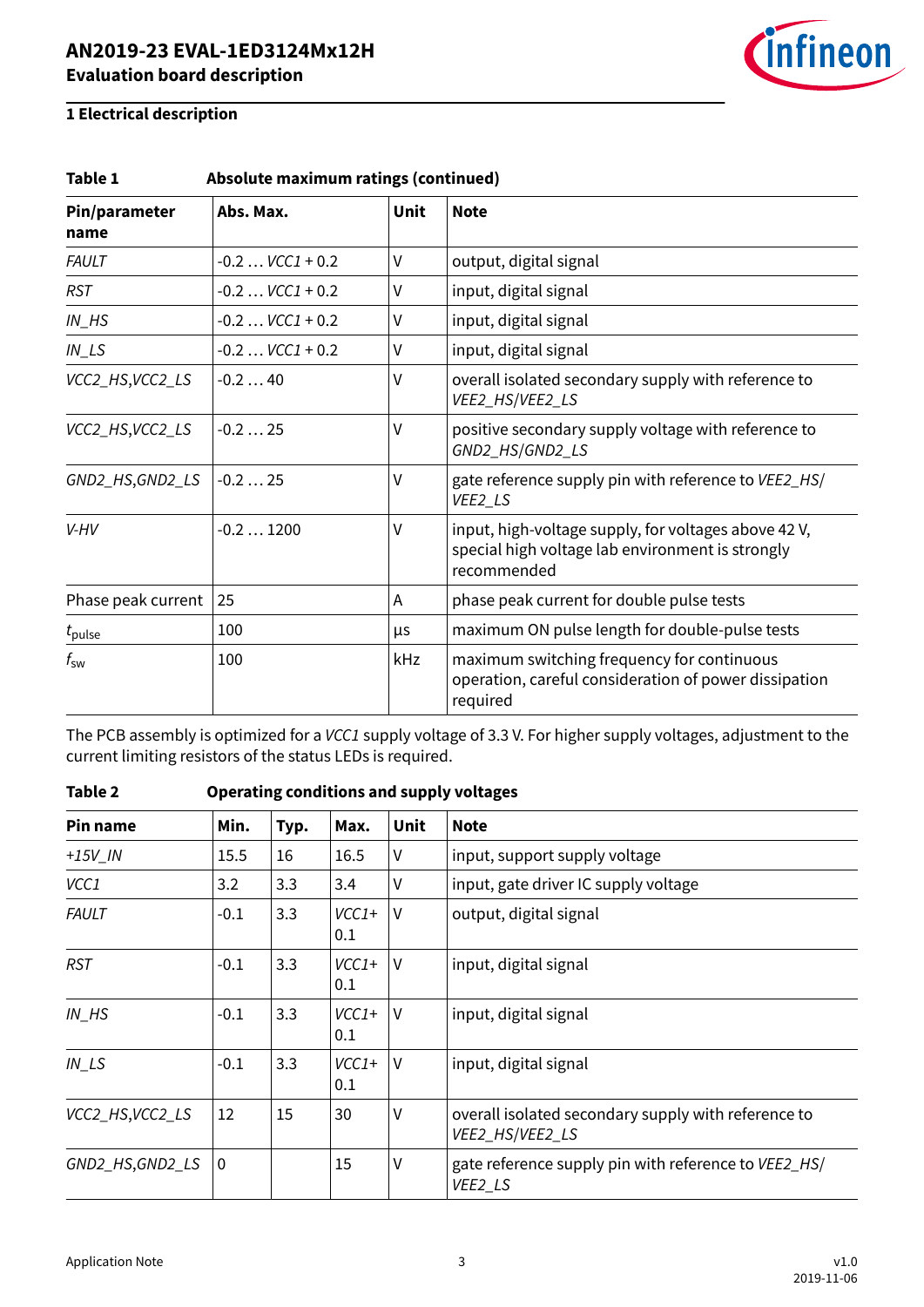Table 1 **Absolute maximum ratings (continued)**

| Pin/parameter name | Abs. Max. | Unit | Note |
|---|---|---|---|
| *FAULT* | -0.2 … *VCC1* + 0.2 | V | output, digital signal |
| *RST* | -0.2 … *VCC1* + 0.2 | V | input, digital signal |
| *IN_HS* | -0.2 … *VCC1* + 0.2 | V | input, digital signal |
| *IN_LS* | -0.2 … *VCC1* + 0.2 | V | input, digital signal |
| *VCC2_HS,VCC2_LS* | -0.2 … 40 | V | overall isolated secondary supply with reference to *VEE2_HS/VEE2_LS* |
| *VCC2_HS,VCC2_LS* | -0.2 … 25 | V | positive secondary supply voltage with reference to *GND2_HS/GND2_LS* |
| *GND2_HS,GND2_LS* | -0.2 … 25 | V | gate reference supply pin with reference to *VEE2_HS/VEE2_LS* |
| *V-HV* | -0.2 … 1200 | V | input, high-voltage supply, for voltages above 42 V, special high voltage lab environment is strongly recommended |
| Phase peak current | 25 | A | phase peak current for double pulse tests |
| $t_{pulse}$ | 100 | µs | maximum ON pulse length for double-pulse tests |
| $f_{sw}$ | 100 | kHz | maximum switching frequency for continuous operation, careful consideration of power dissipation required |

The PCB assembly is optimized for a *VCC1* supply voltage of 3.3 V. For higher supply voltages, adjustment to the current limiting resistors of the status LEDs is required.

Table 2 **Operating conditions and supply voltages**

| Pin name | Min. | Typ. | Max. | Unit | Note |
|---|---|---|---|---|---|
| *+15V_IN* | 15.5 | 16 | 16.5 | V | input, support supply voltage |
| *VCC1* | 3.2 | 3.3 | 3.4 | V | input, gate driver IC supply voltage |
| *FAULT* | -0.1 | 3.3 | *VCC1*+ 0.1 | V | output, digital signal |
| *RST* | -0.1 | 3.3 | *VCC1*+ 0.1 | V | input, digital signal |
| *IN_HS* | -0.1 | 3.3 | *VCC1*+ 0.1 | V | input, digital signal |
| *IN_LS* | -0.1 | 3.3 | *VCC1*+ 0.1 | V | input, digital signal |
| *VCC2_HS,VCC2_LS* | 12 | 15 | 30 | V | overall isolated secondary supply with reference to *VEE2_HS/VEE2_LS* |
| *GND2_HS,GND2_LS* | 0 | | 15 | V | gate reference supply pin with reference to *VEE2_HS/VEE2_LS* |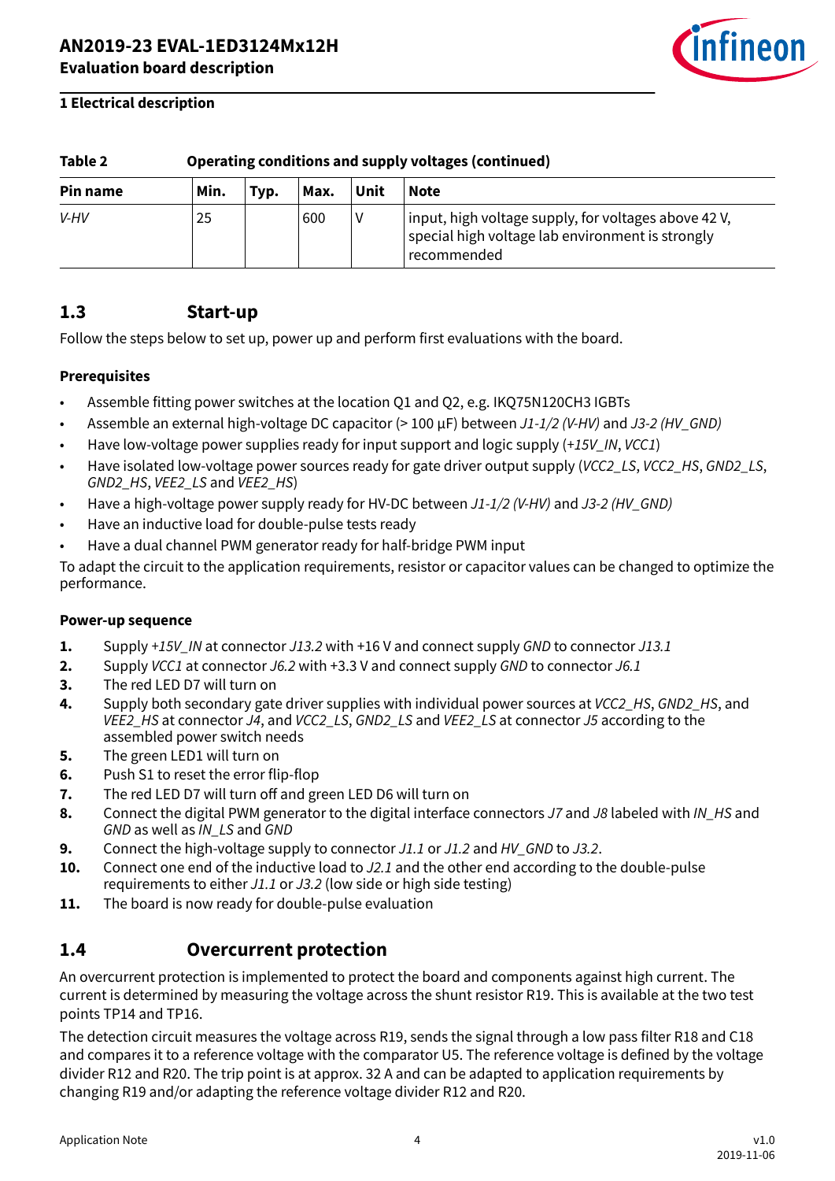**Table 2 Operating conditions and supply voltages (continued)**

| Pin name | Min. | Typ. | Max. | Unit | Note |
|---|---|---|---|---|---|
| *V-HV* | 25 | | 600 | V | input, high voltage supply, for voltages above 42 V, special high voltage lab environment is strongly recommended |

## 1.3 Start-up

Follow the steps below to set up, power up and perform first evaluations with the board.

**Prerequisites**

- Assemble fitting power switches at the location Q1 and Q2, e.g. IKQ75N120CH3 IGBTs
- Assemble an external high-voltage DC capacitor (> 100 µF) between *J1-1/2 (V-HV)* and *J3-2 (HV_GND)*
- Have low-voltage power supplies ready for input support and logic supply (*+15V_IN*, *VCC1*)
- Have isolated low-voltage power sources ready for gate driver output supply (*VCC2_LS*, *VCC2_HS*, *GND2_LS*, *GND2_HS*, *VEE2_LS* and *VEE2_HS*)
- Have a high-voltage power supply ready for HV-DC between *J1-1/2 (V-HV)* and *J3-2 (HV_GND)*
- Have an inductive load for double-pulse tests ready
- Have a dual channel PWM generator ready for half-bridge PWM input

To adapt the circuit to the application requirements, resistor or capacitor values can be changed to optimize the performance.

**Power-up sequence**

1. Supply *+15V_IN* at connector *J13.2* with +16 V and connect supply *GND* to connector *J13.1*
2. Supply *VCC1* at connector *J6.2* with +3.3 V and connect supply *GND* to connector *J6.1*
3. The red LED D7 will turn on
4. Supply both secondary gate driver supplies with individual power sources at *VCC2_HS*, *GND2_HS*, and *VEE2_HS* at connector *J4*, and *VCC2_LS*, *GND2_LS* and *VEE2_LS* at connector *J5* according to the assembled power switch needs
5. The green LED1 will turn on
6. Push S1 to reset the error flip-flop
7. The red LED D7 will turn off and green LED D6 will turn on
8. Connect the digital PWM generator to the digital interface connectors *J7* and *J8* labeled with *IN_HS* and *GND* as well as *IN_LS* and *GND*
9. Connect the high-voltage supply to connector *J1.1* or *J1.2* and *HV_GND* to *J3.2*.
10. Connect one end of the inductive load to *J2.1* and the other end according to the double-pulse requirements to either *J1.1* or *J3.2* (low side or high side testing)
11. The board is now ready for double-pulse evaluation

## 1.4 Overcurrent protection

An overcurrent protection is implemented to protect the board and components against high current. The current is determined by measuring the voltage across the shunt resistor R19. This is available at the two test points TP14 and TP16.

The detection circuit measures the voltage across R19, sends the signal through a low pass filter R18 and C18 and compares it to a reference voltage with the comparator U5. The reference voltage is defined by the voltage divider R12 and R20. The trip point is at approx. 32 A and can be adapted to application requirements by changing R19 and/or adapting the reference voltage divider R12 and R20.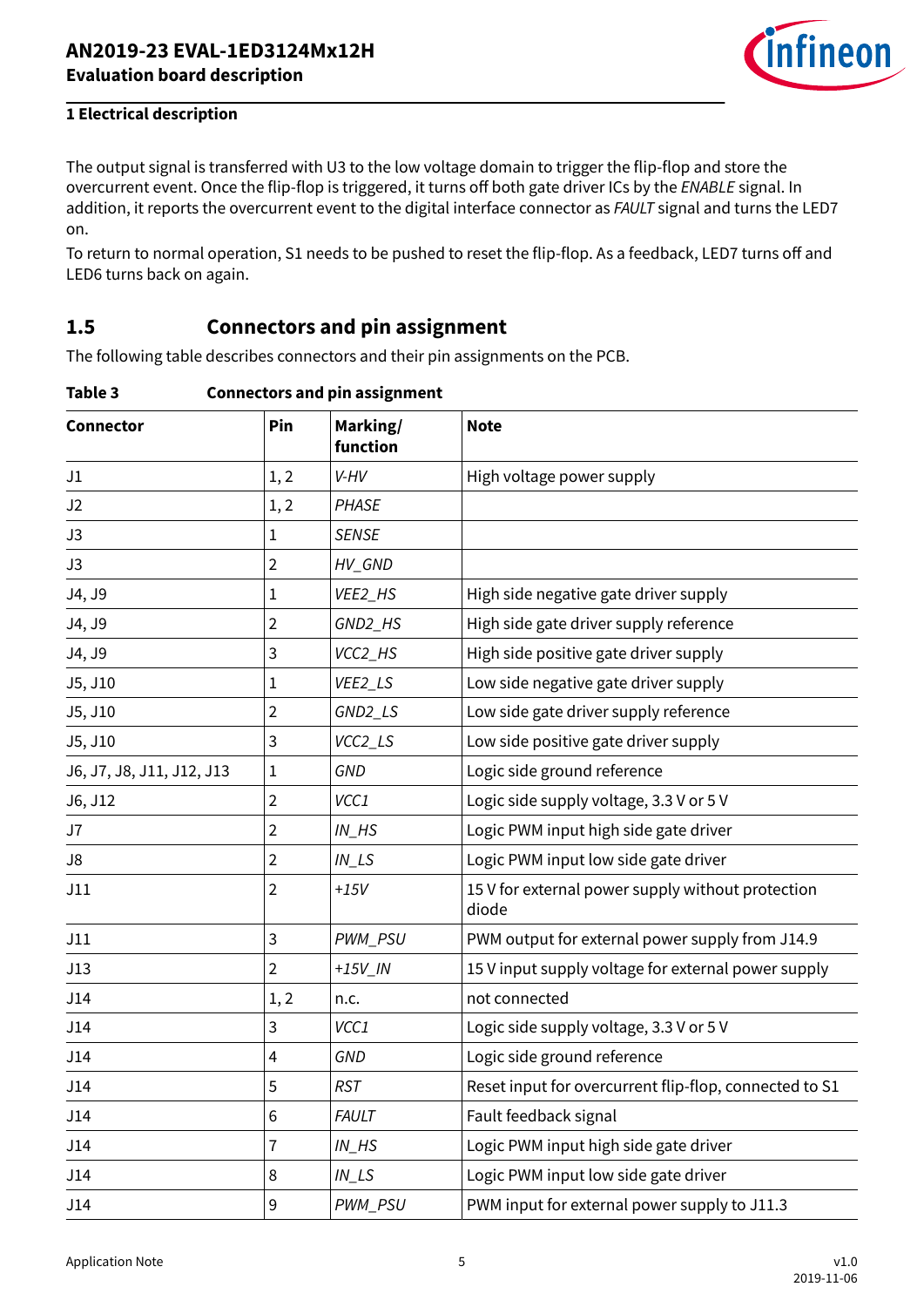The output signal is transferred with U3 to the low voltage domain to trigger the flip-flop and store the overcurrent event. Once the flip-flop is triggered, it turns off both gate driver ICs by the *ENABLE* signal. In addition, it reports the overcurrent event to the digital interface connector as *FAULT* signal and turns the LED7 on.

To return to normal operation, S1 needs to be pushed to reset the flip-flop. As a feedback, LED7 turns off and LED6 turns back on again.

## 1.5 Connectors and pin assignment

The following table describes connectors and their pin assignments on the PCB.

**Table 3 Connectors and pin assignment**

| Connector | Pin | Marking/ function | Note |
|---|---|---|---|
| J1 | 1, 2 | *V-HV* | High voltage power supply |
| J2 | 1, 2 | *PHASE* | |
| J3 | 1 | *SENSE* | |
| J3 | 2 | *HV_GND* | |
| J4, J9 | 1 | *VEE2_HS* | High side negative gate driver supply |
| J4, J9 | 2 | *GND2_HS* | High side gate driver supply reference |
| J4, J9 | 3 | *VCC2_HS* | High side positive gate driver supply |
| J5, J10 | 1 | *VEE2_LS* | Low side negative gate driver supply |
| J5, J10 | 2 | *GND2_LS* | Low side gate driver supply reference |
| J5, J10 | 3 | *VCC2_LS* | Low side positive gate driver supply |
| J6, J7, J8, J11, J12, J13 | 1 | *GND* | Logic side ground reference |
| J6, J12 | 2 | *VCC1* | Logic side supply voltage, 3.3 V or 5 V |
| J7 | 2 | *IN_HS* | Logic PWM input high side gate driver |
| J8 | 2 | *IN_LS* | Logic PWM input low side gate driver |
| J11 | 2 | *+15V* | 15 V for external power supply without protection diode |
| J11 | 3 | *PWM_PSU* | PWM output for external power supply from J14.9 |
| J13 | 2 | *+15V_IN* | 15 V input supply voltage for external power supply |
| J14 | 1, 2 | n.c. | not connected |
| J14 | 3 | *VCC1* | Logic side supply voltage, 3.3 V or 5 V |
| J14 | 4 | *GND* | Logic side ground reference |
| J14 | 5 | *RST* | Reset input for overcurrent flip-flop, connected to S1 |
| J14 | 6 | *FAULT* | Fault feedback signal |
| J14 | 7 | *IN_HS* | Logic PWM input high side gate driver |
| J14 | 8 | *IN_LS* | Logic PWM input low side gate driver |
| J14 | 9 | *PWM_PSU* | PWM input for external power supply to J11.3 |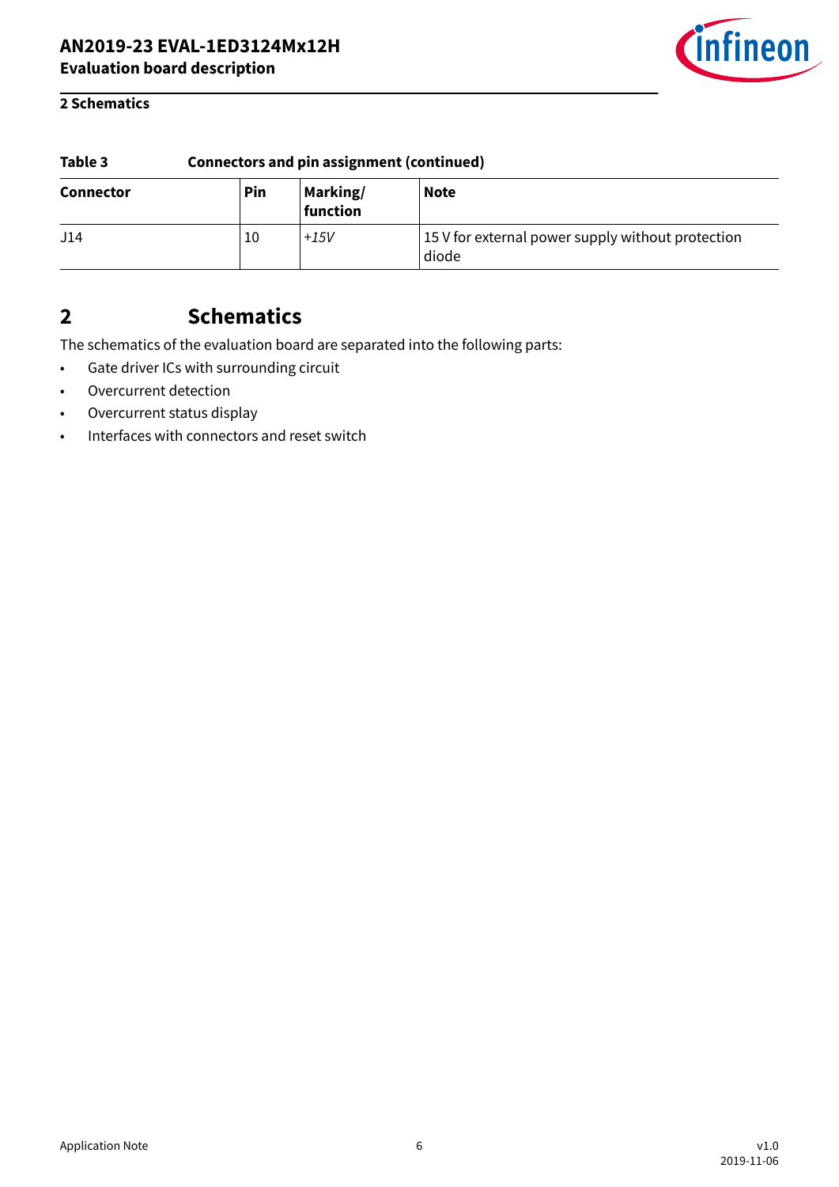**Table 3 Connectors and pin assignment (continued)**

| Connector | Pin | Marking/ function | Note |
|---|---|---|---|
| J14 | 10 | *+15V* | 15 V for external power supply without protection diode |

# 2 Schematics

The schematics of the evaluation board are separated into the following parts:

- Gate driver ICs with surrounding circuit
- Overcurrent detection
- Overcurrent status display
- Interfaces with connectors and reset switch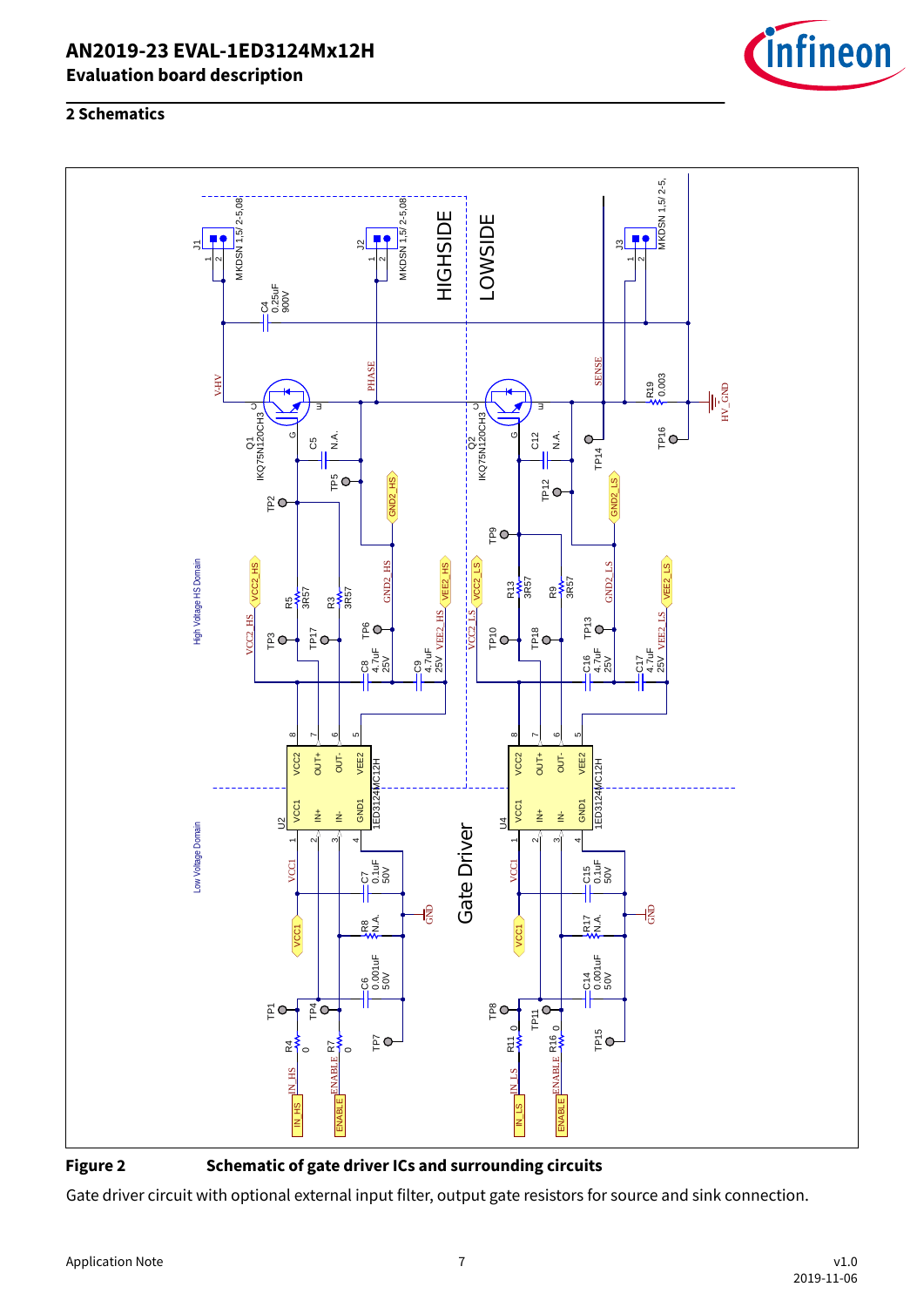## 2 Schematics

**Figure 2** **Schematic of gate driver ICs and surrounding circuits**

Gate driver circuit with optional external input filter, output gate resistors for source and sink connection.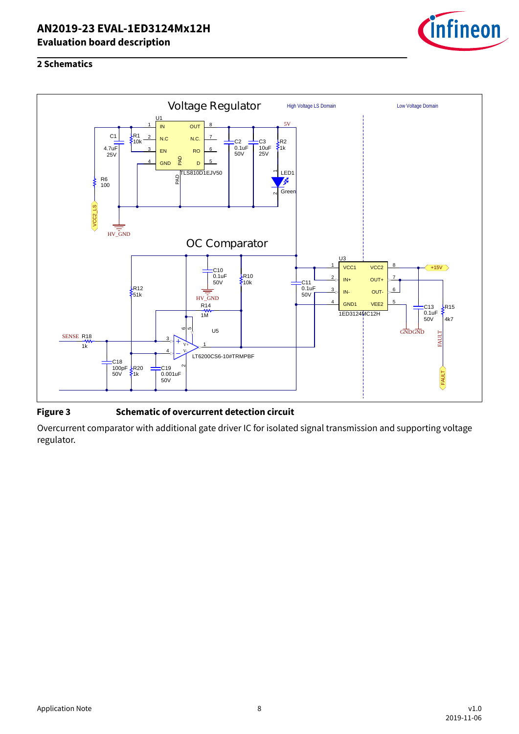## 2 Schematics

**Figure 3** Schematic of overcurrent detection circuit

Overcurrent comparator with additional gate driver IC for isolated signal transmission and supporting voltage regulator.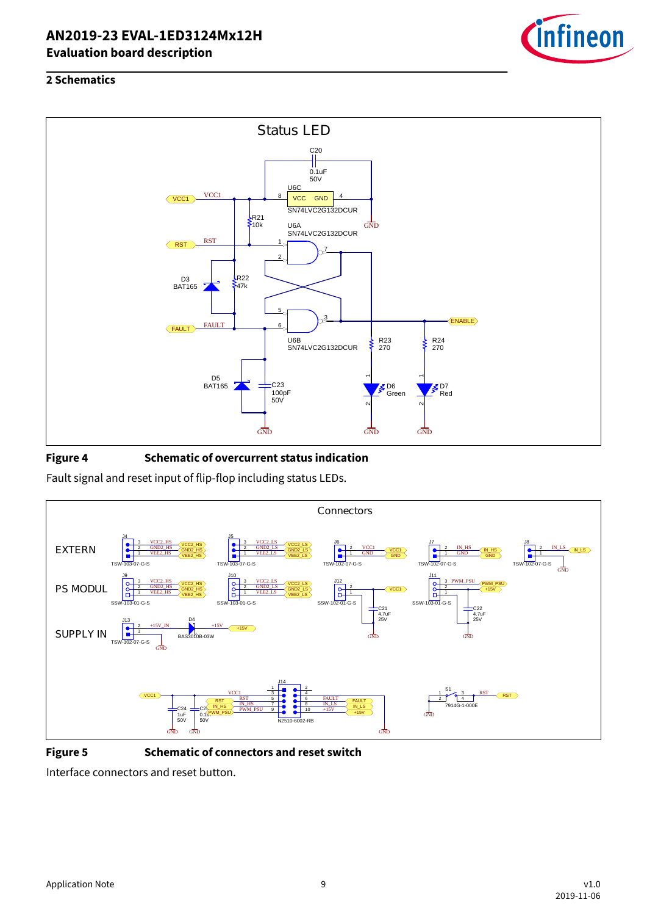## 2 Schematics

**Figure 4** **Schematic of overcurrent status indication**

Fault signal and reset input of flip-flop including status LEDs.

**Figure 5** **Schematic of connectors and reset switch**

Interface connectors and reset button.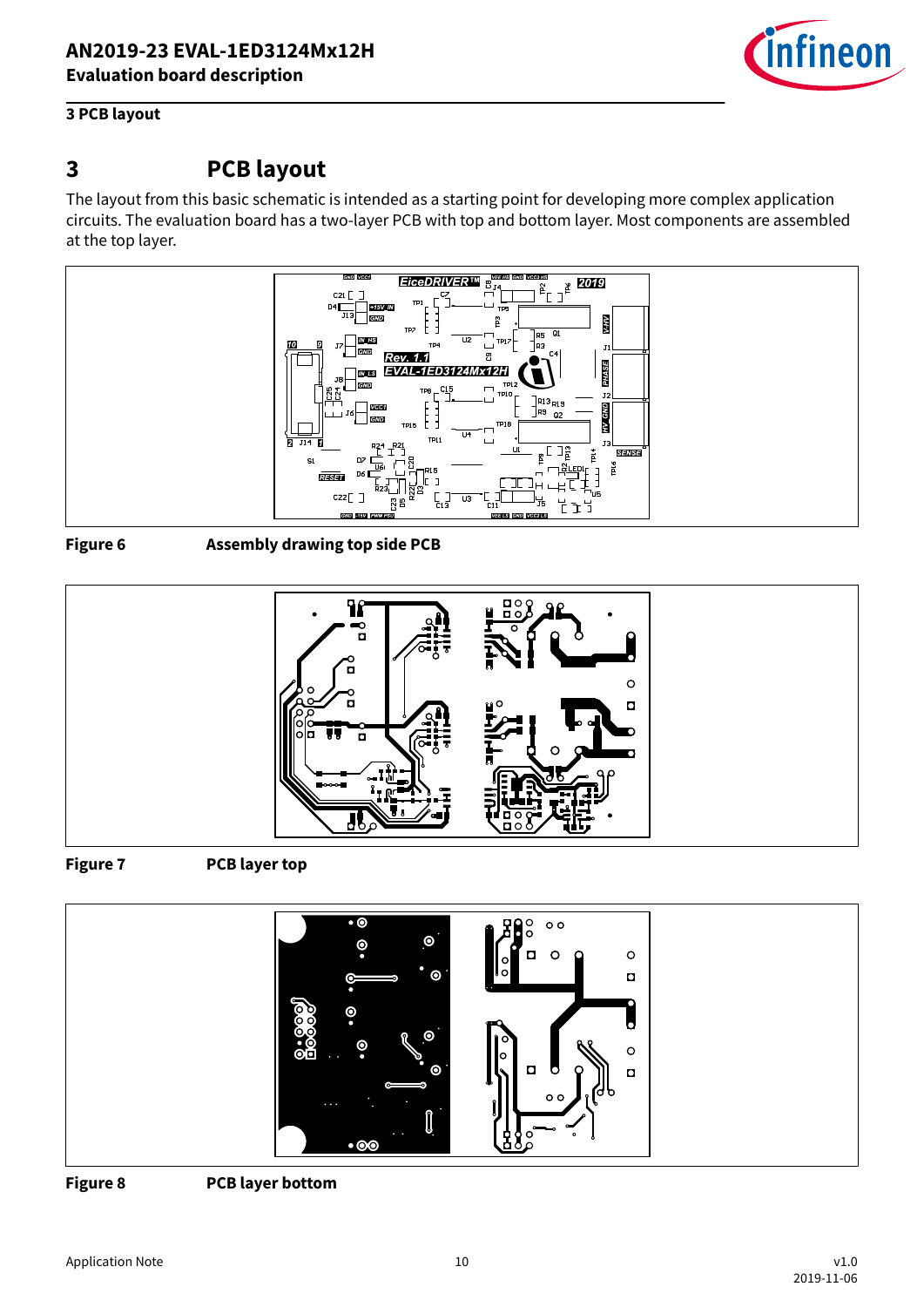# 3 PCB layout

The layout from this basic schematic is intended as a starting point for developing more complex application circuits. The evaluation board has a two-layer PCB with top and bottom layer. Most components are assembled at the top layer.

**Figure 6** **Assembly drawing top side PCB**

**Figure 7** **PCB layer top**

**Figure 8** **PCB layer bottom**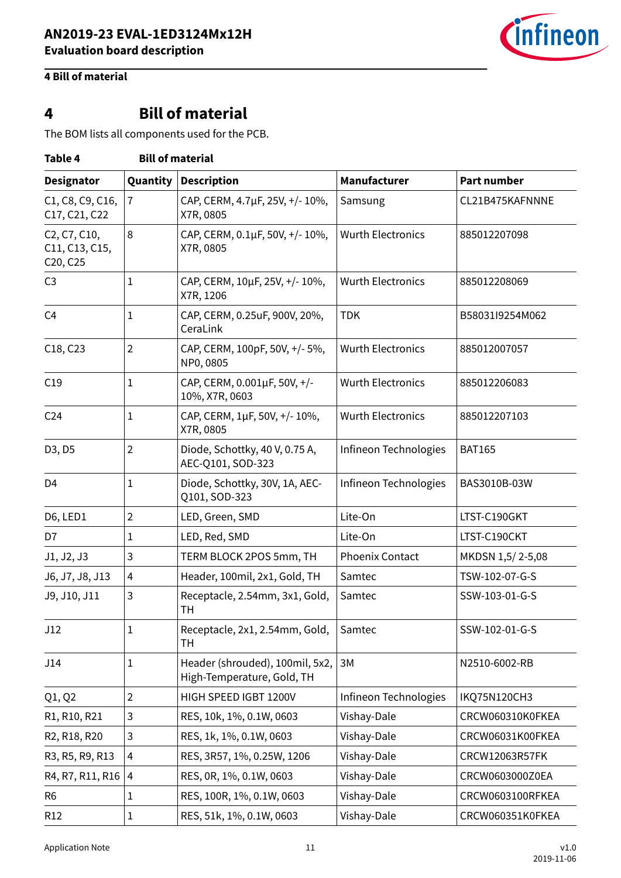# 4 Bill of material

The BOM lists all components used for the PCB.

**Table 4 Bill of material**

| Designator | Quantity | Description | Manufacturer | Part number |
|---|---|---|---|---|
| C1, C8, C9, C16, C17, C21, C22 | 7 | CAP, CERM, 4.7µF, 25V, +/- 10%, X7R, 0805 | Samsung | CL21B475KAFNNNE |
| C2, C7, C10, C11, C13, C15, C20, C25 | 8 | CAP, CERM, 0.1µF, 50V, +/- 10%, X7R, 0805 | Wurth Electronics | 885012207098 |
| C3 | 1 | CAP, CERM, 10µF, 25V, +/- 10%, X7R, 1206 | Wurth Electronics | 885012208069 |
| C4 | 1 | CAP, CERM, 0.25uF, 900V, 20%, CeraLink | TDK | B58031I9254M062 |
| C18, C23 | 2 | CAP, CERM, 100pF, 50V, +/- 5%, NP0, 0805 | Wurth Electronics | 885012007057 |
| C19 | 1 | CAP, CERM, 0.001µF, 50V, +/- 10%, X7R, 0603 | Wurth Electronics | 885012206083 |
| C24 | 1 | CAP, CERM, 1µF, 50V, +/- 10%, X7R, 0805 | Wurth Electronics | 885012207103 |
| D3, D5 | 2 | Diode, Schottky, 40 V, 0.75 A, AEC-Q101, SOD-323 | Infineon Technologies | BAT165 |
| D4 | 1 | Diode, Schottky, 30V, 1A, AEC-Q101, SOD-323 | Infineon Technologies | BAS3010B-03W |
| D6, LED1 | 2 | LED, Green, SMD | Lite-On | LTST-C190GKT |
| D7 | 1 | LED, Red, SMD | Lite-On | LTST-C190CKT |
| J1, J2, J3 | 3 | TERM BLOCK 2POS 5mm, TH | Phoenix Contact | MKDSN 1,5/ 2-5,08 |
| J6, J7, J8, J13 | 4 | Header, 100mil, 2x1, Gold, TH | Samtec | TSW-102-07-G-S |
| J9, J10, J11 | 3 | Receptacle, 2.54mm, 3x1, Gold, TH | Samtec | SSW-103-01-G-S |
| J12 | 1 | Receptacle, 2x1, 2.54mm, Gold, TH | Samtec | SSW-102-01-G-S |
| J14 | 1 | Header (shrouded), 100mil, 5x2, High-Temperature, Gold, TH | 3M | N2510-6002-RB |
| Q1, Q2 | 2 | HIGH SPEED IGBT 1200V | Infineon Technologies | IKQ75N120CH3 |
| R1, R10, R21 | 3 | RES, 10k, 1%, 0.1W, 0603 | Vishay-Dale | CRCW060310K0FKEA |
| R2, R18, R20 | 3 | RES, 1k, 1%, 0.1W, 0603 | Vishay-Dale | CRCW06031K00FKEA |
| R3, R5, R9, R13 | 4 | RES, 3R57, 1%, 0.25W, 1206 | Vishay-Dale | CRCW12063R57FK |
| R4, R7, R11, R16 | 4 | RES, 0R, 1%, 0.1W, 0603 | Vishay-Dale | CRCW0603000Z0EA |
| R6 | 1 | RES, 100R, 1%, 0.1W, 0603 | Vishay-Dale | CRCW0603100RFKEA |
| R12 | 1 | RES, 51k, 1%, 0.1W, 0603 | Vishay-Dale | CRCW060351K0FKEA |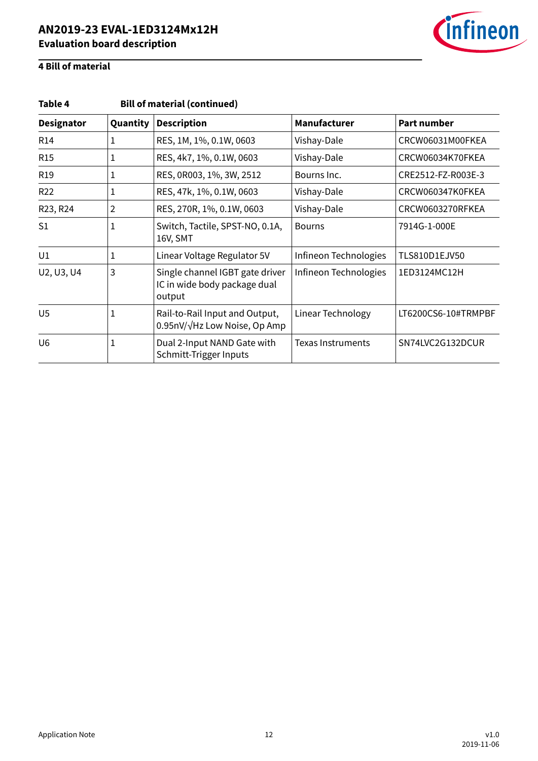## 4 Bill of material

**Table 4 Bill of material (continued)**

| Designator | Quantity | Description | Manufacturer | Part number |
|---|---|---|---|---|
| R14 | 1 | RES, 1M, 1%, 0.1W, 0603 | Vishay-Dale | CRCW06031M00FKEA |
| R15 | 1 | RES, 4k7, 1%, 0.1W, 0603 | Vishay-Dale | CRCW06034K70FKEA |
| R19 | 1 | RES, 0R003, 1%, 3W, 2512 | Bourns Inc. | CRE2512-FZ-R003E-3 |
| R22 | 1 | RES, 47k, 1%, 0.1W, 0603 | Vishay-Dale | CRCW060347K0FKEA |
| R23, R24 | 2 | RES, 270R, 1%, 0.1W, 0603 | Vishay-Dale | CRCW0603270RFKEA |
| S1 | 1 | Switch, Tactile, SPST-NO, 0.1A, 16V, SMT | Bourns | 7914G-1-000E |
| U1 | 1 | Linear Voltage Regulator 5V | Infineon Technologies | TLS810D1EJV50 |
| U2, U3, U4 | 3 | Single channel IGBT gate driver IC in wide body package dual output | Infineon Technologies | 1ED3124MC12H |
| U5 | 1 | Rail-to-Rail Input and Output, 0.95nV/√Hz Low Noise, Op Amp | Linear Technology | LT6200CS6-10#TRMPBF |
| U6 | 1 | Dual 2-Input NAND Gate with Schmitt-Trigger Inputs | Texas Instruments | SN74LVC2G132DCUR |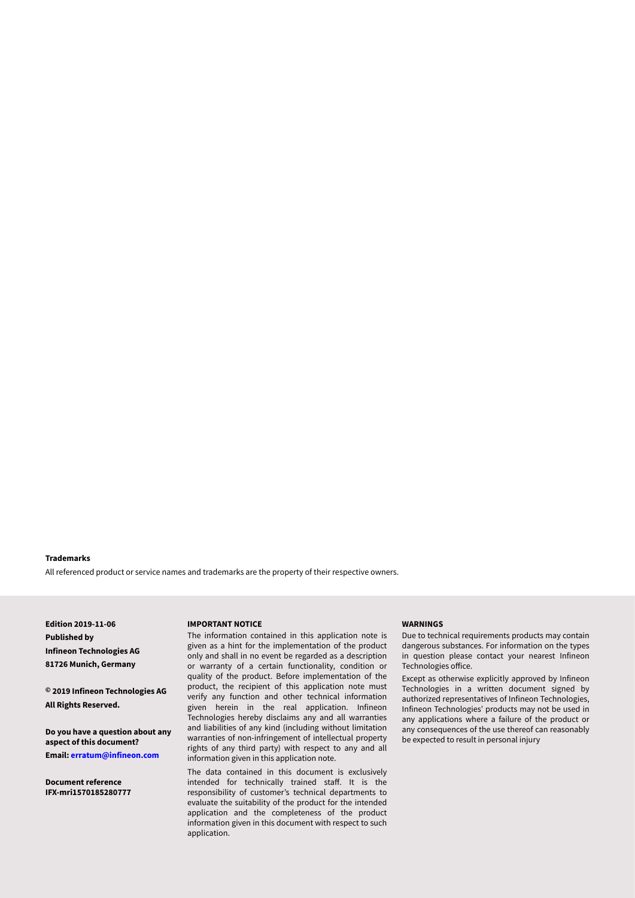**Trademarks**

All referenced product or service names and trademarks are the property of their respective owners.

**Edition 2019-11-06**
**Published by**
**Infineon Technologies AG**
**81726 Munich, Germany**

**© 2019 Infineon Technologies AG**
**All Rights Reserved.**

**Do you have a question about any aspect of this document?**
**Email: erratum@infineon.com**

**Document reference**
**IFX-mri1570185280777**

**IMPORTANT NOTICE**

The information contained in this application note is given as a hint for the implementation of the product only and shall in no event be regarded as a description or warranty of a certain functionality, condition or quality of the product. Before implementation of the product, the recipient of this application note must verify any function and other technical information given herein in the real application. Infineon Technologies hereby disclaims any and all warranties and liabilities of any kind (including without limitation warranties of non-infringement of intellectual property rights of any third party) with respect to any and all information given in this application note.

The data contained in this document is exclusively intended for technically trained staff. It is the responsibility of customer's technical departments to evaluate the suitability of the product for the intended application and the completeness of the product information given in this document with respect to such application.

**WARNINGS**

Due to technical requirements products may contain dangerous substances. For information on the types in question please contact your nearest Infineon Technologies office.

Except as otherwise explicitly approved by Infineon Technologies in a written document signed by authorized representatives of Infineon Technologies, Infineon Technologies' products may not be used in any applications where a failure of the product or any consequences of the use thereof can reasonably be expected to result in personal injury